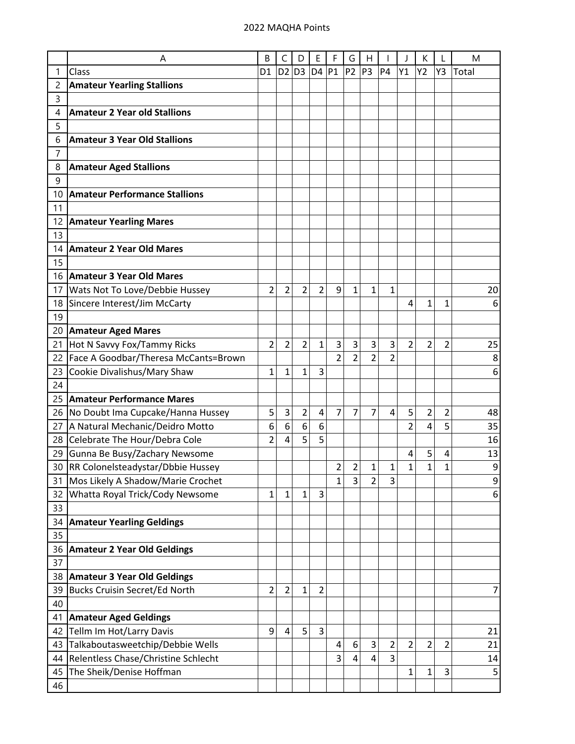# 2022 MAQHA Points

| | A | B | C | D | E | F | G | H | I | J | K | L | M |
|---|---|---|---|---|---|---|---|---|---|---|---|---|---|
| 1 | Class | D1 | D2 | D3 | D4 | P1 | P2 | P3 | P4 | Y1 | Y2 | Y3 | Total |
| 2 | **Amateur Yearling Stallions** | | | | | | | | | | | | |
| 3 | | | | | | | | | | | | | |
| 4 | **Amateur 2 Year old Stallions** | | | | | | | | | | | | |
| 5 | | | | | | | | | | | | | |
| 6 | **Amateur 3 Year Old Stallions** | | | | | | | | | | | | |
| 7 | | | | | | | | | | | | | |
| 8 | **Amateur Aged Stallions** | | | | | | | | | | | | |
| 9 | | | | | | | | | | | | | |
| 10 | **Amateur Performance Stallions** | | | | | | | | | | | | |
| 11 | | | | | | | | | | | | | |
| 12 | **Amateur Yearling Mares** | | | | | | | | | | | | |
| 13 | | | | | | | | | | | | | |
| 14 | **Amateur 2 Year Old Mares** | | | | | | | | | | | | |
| 15 | | | | | | | | | | | | | |
| 16 | **Amateur 3 Year Old Mares** | | | | | | | | | | | | |
| 17 | Wats Not To Love/Debbie Hussey | 2 | 2 | 2 | 2 | 9 | 1 | 1 | 1 | | | | 20 |
| 18 | Sincere Interest/Jim McCarty | | | | | | | | | 4 | 1 | 1 | 6 |
| 19 | | | | | | | | | | | | | |
| 20 | **Amateur Aged Mares** | | | | | | | | | | | | |
| 21 | Hot N Savvy Fox/Tammy Ricks | 2 | 2 | 2 | 1 | 3 | 3 | 3 | 3 | 2 | 2 | 2 | 25 |
| 22 | Face A Goodbar/Theresa McCants=Brown | | | | | 2 | 2 | 2 | 2 | | | | 8 |
| 23 | Cookie Divalishus/Mary Shaw | 1 | 1 | 1 | 3 | | | | | | | | 6 |
| 24 | | | | | | | | | | | | | |
| 25 | **Amateur Performance Mares** | | | | | | | | | | | | |
| 26 | No Doubt Ima Cupcake/Hanna Hussey | 5 | 3 | 2 | 4 | 7 | 7 | 7 | 4 | 5 | 2 | 2 | 48 |
| 27 | A Natural Mechanic/Deidro Motto | 6 | 6 | 6 | 6 | | | | | 2 | 4 | 5 | 35 |
| 28 | Celebrate The Hour/Debra Cole | 2 | 4 | 5 | 5 | | | | | | | | 16 |
| 29 | Gunna Be Busy/Zachary Newsome | | | | | | | | | 4 | 5 | 4 | 13 |
| 30 | RR Colonelsteadystar/Dbbie Hussey | | | | | 2 | 2 | 1 | 1 | 1 | 1 | 1 | 9 |
| 31 | Mos Likely A Shadow/Marie Crochet | | | | | 1 | 3 | 2 | 3 | | | | 9 |
| 32 | Whatta Royal Trick/Cody Newsome | 1 | 1 | 1 | 3 | | | | | | | | 6 |
| 33 | | | | | | | | | | | | | |
| 34 | **Amateur Yearling Geldings** | | | | | | | | | | | | |
| 35 | | | | | | | | | | | | | |
| 36 | **Amateur 2 Year Old Geldings** | | | | | | | | | | | | |
| 37 | | | | | | | | | | | | | |
| 38 | **Amateur 3 Year Old Geldings** | | | | | | | | | | | | |
| 39 | Bucks Cruisin Secret/Ed North | 2 | 2 | 1 | 2 | | | | | | | | 7 |
| 40 | | | | | | | | | | | | | |
| 41 | **Amateur Aged Geldings** | | | | | | | | | | | | |
| 42 | Tellm Im Hot/Larry Davis | 9 | 4 | 5 | 3 | | | | | | | | 21 |
| 43 | Talkaboutasweetchip/Debbie Wells | | | | | 4 | 6 | 3 | 2 | 2 | 2 | 2 | 21 |
| 44 | Relentless Chase/Christine Schlecht | | | | | 3 | 4 | 4 | 3 | | | | 14 |
| 45 | The Sheik/Denise Hoffman | | | | | | | | | 1 | 1 | 3 | 5 |
| 46 | | | | | | | | | | | | | |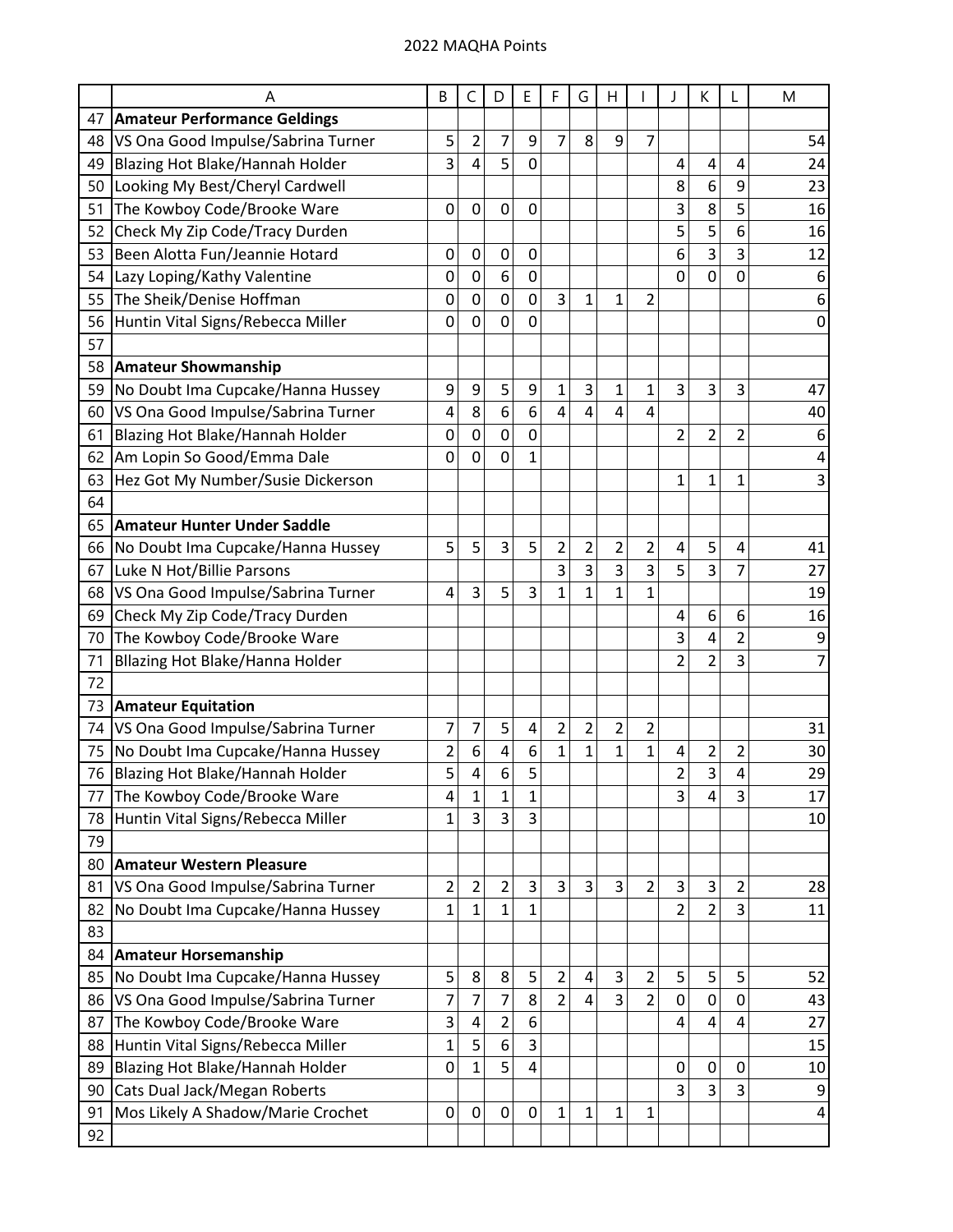2022 MAQHA Points

| | A | B | C | D | E | F | G | H | I | J | K | L | M |
|---|---|---|---|---|---|---|---|---|---|---|---|---|---|
| 47 | **Amateur Performance Geldings** | | | | | | | | | | | | |
| 48 | VS Ona Good Impulse/Sabrina Turner | 5 | 2 | 7 | 9 | 7 | 8 | 9 | 7 | | | | 54 |
| 49 | Blazing Hot Blake/Hannah Holder | 3 | 4 | 5 | 0 | | | | | 4 | 4 | 4 | 24 |
| 50 | Looking My Best/Cheryl Cardwell | | | | | | | | | 8 | 6 | 9 | 23 |
| 51 | The Kowboy Code/Brooke Ware | 0 | 0 | 0 | 0 | | | | | 3 | 8 | 5 | 16 |
| 52 | Check My Zip Code/Tracy Durden | | | | | | | | | 5 | 5 | 6 | 16 |
| 53 | Been Alotta Fun/Jeannie Hotard | 0 | 0 | 0 | 0 | | | | | 6 | 3 | 3 | 12 |
| 54 | Lazy Loping/Kathy Valentine | 0 | 0 | 6 | 0 | | | | | 0 | 0 | 0 | 6 |
| 55 | The Sheik/Denise Hoffman | 0 | 0 | 0 | 0 | 3 | 1 | 1 | 2 | | | | 6 |
| 56 | Huntin Vital Signs/Rebecca Miller | 0 | 0 | 0 | 0 | | | | | | | | 0 |
| 57 | | | | | | | | | | | | | |
| 58 | **Amateur Showmanship** | | | | | | | | | | | | |
| 59 | No Doubt Ima Cupcake/Hanna Hussey | 9 | 9 | 5 | 9 | 1 | 3 | 1 | 1 | 3 | 3 | 3 | 47 |
| 60 | VS Ona Good Impulse/Sabrina Turner | 4 | 8 | 6 | 6 | 4 | 4 | 4 | 4 | | | | 40 |
| 61 | Blazing Hot Blake/Hannah Holder | 0 | 0 | 0 | 0 | | | | | 2 | 2 | 2 | 6 |
| 62 | Am Lopin So Good/Emma Dale | 0 | 0 | 0 | 1 | | | | | | | | 4 |
| 63 | Hez Got My Number/Susie Dickerson | | | | | | | | | 1 | 1 | 1 | 3 |
| 64 | | | | | | | | | | | | | |
| 65 | **Amateur Hunter Under Saddle** | | | | | | | | | | | | |
| 66 | No Doubt Ima Cupcake/Hanna Hussey | 5 | 5 | 3 | 5 | 2 | 2 | 2 | 2 | 4 | 5 | 4 | 41 |
| 67 | Luke N Hot/Billie Parsons | | | | | 3 | 3 | 3 | 3 | 5 | 3 | 7 | 27 |
| 68 | VS Ona Good Impulse/Sabrina Turner | 4 | 3 | 5 | 3 | 1 | 1 | 1 | 1 | | | | 19 |
| 69 | Check My Zip Code/Tracy Durden | | | | | | | | | 4 | 6 | 6 | 16 |
| 70 | The Kowboy Code/Brooke Ware | | | | | | | | | 3 | 4 | 2 | 9 |
| 71 | Bllazing Hot Blake/Hanna Holder | | | | | | | | | 2 | 2 | 3 | 7 |
| 72 | | | | | | | | | | | | | |
| 73 | **Amateur Equitation** | | | | | | | | | | | | |
| 74 | VS Ona Good Impulse/Sabrina Turner | 7 | 7 | 5 | 4 | 2 | 2 | 2 | 2 | | | | 31 |
| 75 | No Doubt Ima Cupcake/Hanna Hussey | 2 | 6 | 4 | 6 | 1 | 1 | 1 | 1 | 4 | 2 | 2 | 30 |
| 76 | Blazing Hot Blake/Hannah Holder | 5 | 4 | 6 | 5 | | | | | 2 | 3 | 4 | 29 |
| 77 | The Kowboy Code/Brooke Ware | 4 | 1 | 1 | 1 | | | | | 3 | 4 | 3 | 17 |
| 78 | Huntin Vital Signs/Rebecca Miller | 1 | 3 | 3 | 3 | | | | | | | | 10 |
| 79 | | | | | | | | | | | | | |
| 80 | **Amateur Western Pleasure** | | | | | | | | | | | | |
| 81 | VS Ona Good Impulse/Sabrina Turner | 2 | 2 | 2 | 3 | 3 | 3 | 3 | 2 | 3 | 3 | 2 | 28 |
| 82 | No Doubt Ima Cupcake/Hanna Hussey | 1 | 1 | 1 | 1 | | | | | 2 | 2 | 3 | 11 |
| 83 | | | | | | | | | | | | | |
| 84 | **Amateur Horsemanship** | | | | | | | | | | | | |
| 85 | No Doubt Ima Cupcake/Hanna Hussey | 5 | 8 | 8 | 5 | 2 | 4 | 3 | 2 | 5 | 5 | 5 | 52 |
| 86 | VS Ona Good Impulse/Sabrina Turner | 7 | 7 | 7 | 8 | 2 | 4 | 3 | 2 | 0 | 0 | 0 | 43 |
| 87 | The Kowboy Code/Brooke Ware | 3 | 4 | 2 | 6 | | | | | 4 | 4 | 4 | 27 |
| 88 | Huntin Vital Signs/Rebecca Miller | 1 | 5 | 6 | 3 | | | | | | | | 15 |
| 89 | Blazing Hot Blake/Hannah Holder | 0 | 1 | 5 | 4 | | | | | 0 | 0 | 0 | 10 |
| 90 | Cats Dual Jack/Megan Roberts | | | | | | | | | 3 | 3 | 3 | 9 |
| 91 | Mos Likely A Shadow/Marie Crochet | 0 | 0 | 0 | 0 | 1 | 1 | 1 | 1 | | | | 4 |
| 92 | | | | | | | | | | | | | |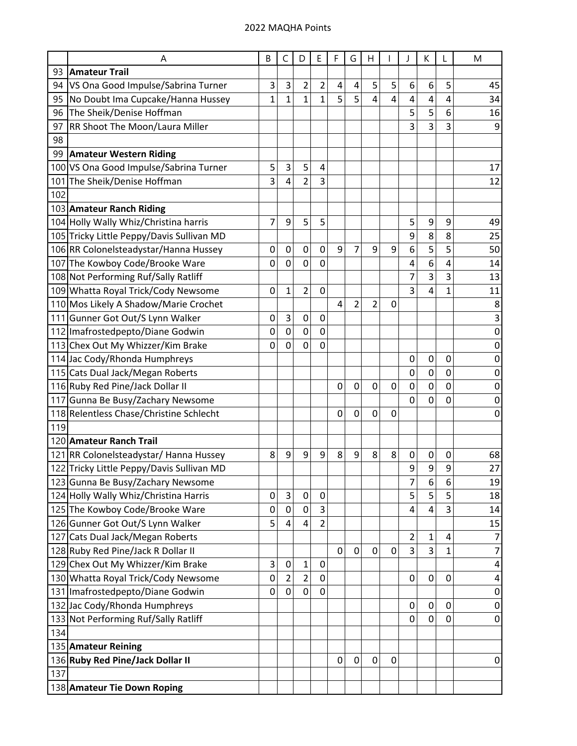2022 MAQHA Points

| | A | B | C | D | E | F | G | H | I | J | K | L | M |
|---|---|---|---|---|---|---|---|---|---|---|---|---|---|
| 93 | **Amateur Trail** | | | | | | | | | | | | |
| 94 | VS Ona Good Impulse/Sabrina Turner | 3 | 3 | 2 | 2 | 4 | 4 | 5 | 5 | 6 | 6 | 5 | 45 |
| 95 | No Doubt Ima Cupcake/Hanna Hussey | 1 | 1 | 1 | 1 | 5 | 5 | 4 | 4 | 4 | 4 | 4 | 34 |
| 96 | The Sheik/Denise Hoffman | | | | | | | | | 5 | 5 | 6 | 16 |
| 97 | RR Shoot The Moon/Laura Miller | | | | | | | | | 3 | 3 | 3 | 9 |
| 98 | | | | | | | | | | | | | |
| 99 | **Amateur Western Riding** | | | | | | | | | | | | |
| 100 | VS Ona Good Impulse/Sabrina Turner | 5 | 3 | 5 | 4 | | | | | | | | 17 |
| 101 | The Sheik/Denise Hoffman | 3 | 4 | 2 | 3 | | | | | | | | 12 |
| 102 | | | | | | | | | | | | | |
| 103 | **Amateur Ranch Riding** | | | | | | | | | | | | |
| 104 | Holly Wally Whiz/Christina harris | 7 | 9 | 5 | 5 | | | | | 5 | 9 | 9 | 49 |
| 105 | Tricky Little Peppy/Davis Sullivan MD | | | | | | | | | 9 | 8 | 8 | 25 |
| 106 | RR Colonelsteadystar/Hanna Hussey | 0 | 0 | 0 | 0 | 9 | 7 | 9 | 9 | 6 | 5 | 5 | 50 |
| 107 | The Kowboy Code/Brooke Ware | 0 | 0 | 0 | 0 | | | | | 4 | 6 | 4 | 14 |
| 108 | Not Performing Ruf/Sally Ratliff | | | | | | | | | 7 | 3 | 3 | 13 |
| 109 | Whatta Royal Trick/Cody Newsome | 0 | 1 | 2 | 0 | | | | | 3 | 4 | 1 | 11 |
| 110 | Mos Likely A Shadow/Marie Crochet | | | | | 4 | 2 | 2 | 0 | | | | 8 |
| 111 | Gunner Got Out/S Lynn Walker | 0 | 3 | 0 | 0 | | | | | | | | 3 |
| 112 | Imafrostedpepto/Diane Godwin | 0 | 0 | 0 | 0 | | | | | | | | 0 |
| 113 | Chex Out My Whizzer/Kim Brake | 0 | 0 | 0 | 0 | | | | | | | | 0 |
| 114 | Jac Cody/Rhonda Humphreys | | | | | | | | | 0 | 0 | 0 | 0 |
| 115 | Cats Dual Jack/Megan Roberts | | | | | | | | | 0 | 0 | 0 | 0 |
| 116 | Ruby Red Pine/Jack Dollar II | | | | | 0 | 0 | 0 | 0 | 0 | 0 | 0 | 0 |
| 117 | Gunna Be Busy/Zachary Newsome | | | | | | | | | 0 | 0 | 0 | 0 |
| 118 | Relentless Chase/Christine Schlecht | | | | | 0 | 0 | 0 | 0 | | | | 0 |
| 119 | | | | | | | | | | | | | |
| 120 | **Amateur Ranch Trail** | | | | | | | | | | | | |
| 121 | RR Colonelsteadystar/ Hanna Hussey | 8 | 9 | 9 | 9 | 8 | 9 | 8 | 8 | 0 | 0 | 0 | 68 |
| 122 | Tricky Little Peppy/Davis Sullivan MD | | | | | | | | | 9 | 9 | 9 | 27 |
| 123 | Gunna Be Busy/Zachary Newsome | | | | | | | | | 7 | 6 | 6 | 19 |
| 124 | Holly Wally Whiz/Christina Harris | 0 | 3 | 0 | 0 | | | | | 5 | 5 | 5 | 18 |
| 125 | The Kowboy Code/Brooke Ware | 0 | 0 | 0 | 3 | | | | | 4 | 4 | 3 | 14 |
| 126 | Gunner Got Out/S Lynn Walker | 5 | 4 | 4 | 2 | | | | | | | | 15 |
| 127 | Cats Dual Jack/Megan Roberts | | | | | | | | | 2 | 1 | 4 | 7 |
| 128 | Ruby Red Pine/Jack R Dollar II | | | | | 0 | 0 | 0 | 0 | 3 | 3 | 1 | 7 |
| 129 | Chex Out My Whizzer/Kim Brake | 3 | 0 | 1 | 0 | | | | | | | | 4 |
| 130 | Whatta Royal Trick/Cody Newsome | 0 | 2 | 2 | 0 | | | | | 0 | 0 | 0 | 4 |
| 131 | Imafrostedpepto/Diane Godwin | 0 | 0 | 0 | 0 | | | | | | | | 0 |
| 132 | Jac Cody/Rhonda Humphreys | | | | | | | | | 0 | 0 | 0 | 0 |
| 133 | Not Performing Ruf/Sally Ratliff | | | | | | | | | 0 | 0 | 0 | 0 |
| 134 | | | | | | | | | | | | | |
| 135 | **Amateur Reining** | | | | | | | | | | | | |
| 136 | **Ruby Red Pine/Jack Dollar II** | | | | | 0 | 0 | 0 | 0 | | | | 0 |
| 137 | | | | | | | | | | | | | |
| 138 | **Amateur Tie Down Roping** | | | | | | | | | | | | |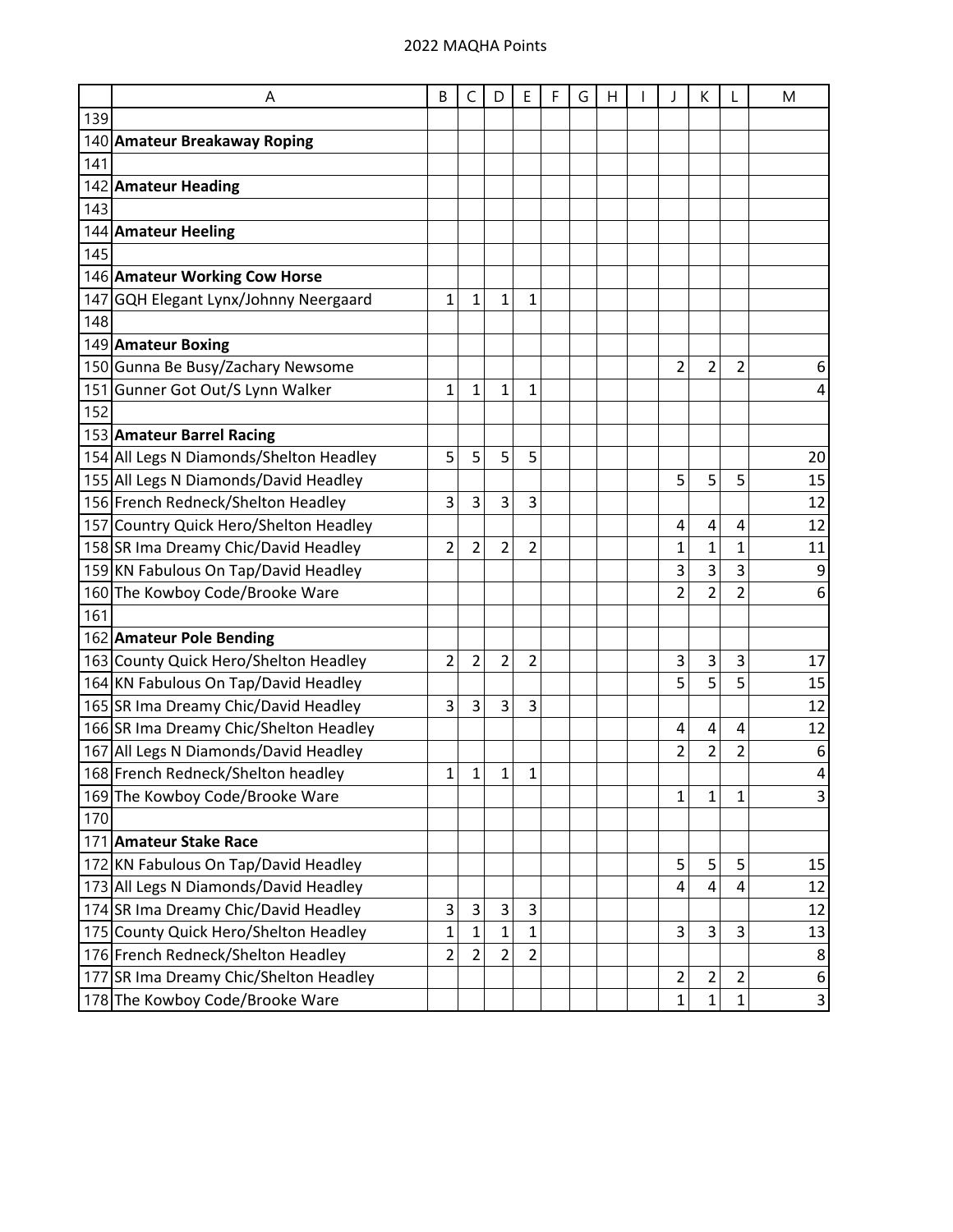2022 MAQHA Points

| | A | B | C | D | E | F | G | H | I | J | K | L | M |
|---|---|---|---|---|---|---|---|---|---|---|---|---|---|
| 139 | | | | | | | | | | | | | |
| 140 | **Amateur Breakaway Roping** | | | | | | | | | | | | |
| 141 | | | | | | | | | | | | | |
| 142 | **Amateur Heading** | | | | | | | | | | | | |
| 143 | | | | | | | | | | | | | |
| 144 | **Amateur Heeling** | | | | | | | | | | | | |
| 145 | | | | | | | | | | | | | |
| 146 | **Amateur Working Cow Horse** | | | | | | | | | | | | |
| 147 | GQH Elegant Lynx/Johnny Neergaard | 1 | 1 | 1 | 1 | | | | | | | | |
| 148 | | | | | | | | | | | | | |
| 149 | **Amateur Boxing** | | | | | | | | | | | | |
| 150 | Gunna Be Busy/Zachary Newsome | | | | | | | | | 2 | 2 | 2 | 6 |
| 151 | Gunner Got Out/S Lynn Walker | 1 | 1 | 1 | 1 | | | | | | | | 4 |
| 152 | | | | | | | | | | | | | |
| 153 | **Amateur Barrel Racing** | | | | | | | | | | | | |
| 154 | All Legs N Diamonds/Shelton Headley | 5 | 5 | 5 | 5 | | | | | | | | 20 |
| 155 | All Legs N Diamonds/David Headley | | | | | | | | | 5 | 5 | 5 | 15 |
| 156 | French Redneck/Shelton Headley | 3 | 3 | 3 | 3 | | | | | | | | 12 |
| 157 | Country Quick Hero/Shelton Headley | | | | | | | | | 4 | 4 | 4 | 12 |
| 158 | SR Ima Dreamy Chic/David Headley | 2 | 2 | 2 | 2 | | | | | 1 | 1 | 1 | 11 |
| 159 | KN Fabulous On Tap/David Headley | | | | | | | | | 3 | 3 | 3 | 9 |
| 160 | The Kowboy Code/Brooke Ware | | | | | | | | | 2 | 2 | 2 | 6 |
| 161 | | | | | | | | | | | | | |
| 162 | **Amateur Pole Bending** | | | | | | | | | | | | |
| 163 | County Quick Hero/Shelton Headley | 2 | 2 | 2 | 2 | | | | | 3 | 3 | 3 | 17 |
| 164 | KN Fabulous On Tap/David Headley | | | | | | | | | 5 | 5 | 5 | 15 |
| 165 | SR Ima Dreamy Chic/David Headley | 3 | 3 | 3 | 3 | | | | | | | | 12 |
| 166 | SR Ima Dreamy Chic/Shelton Headley | | | | | | | | | 4 | 4 | 4 | 12 |
| 167 | All Legs N Diamonds/David Headley | | | | | | | | | 2 | 2 | 2 | 6 |
| 168 | French Redneck/Shelton headley | 1 | 1 | 1 | 1 | | | | | | | | 4 |
| 169 | The Kowboy Code/Brooke Ware | | | | | | | | | 1 | 1 | 1 | 3 |
| 170 | | | | | | | | | | | | | |
| 171 | **Amateur Stake Race** | | | | | | | | | | | | |
| 172 | KN Fabulous On Tap/David Headley | | | | | | | | | 5 | 5 | 5 | 15 |
| 173 | All Legs N Diamonds/David Headley | | | | | | | | | 4 | 4 | 4 | 12 |
| 174 | SR Ima Dreamy Chic/David Headley | 3 | 3 | 3 | 3 | | | | | | | | 12 |
| 175 | County Quick Hero/Shelton Headley | 1 | 1 | 1 | 1 | | | | | 3 | 3 | 3 | 13 |
| 176 | French Redneck/Shelton Headley | 2 | 2 | 2 | 2 | | | | | | | | 8 |
| 177 | SR Ima Dreamy Chic/Shelton Headley | | | | | | | | | 2 | 2 | 2 | 6 |
| 178 | The Kowboy Code/Brooke Ware | | | | | | | | | 1 | 1 | 1 | 3 |